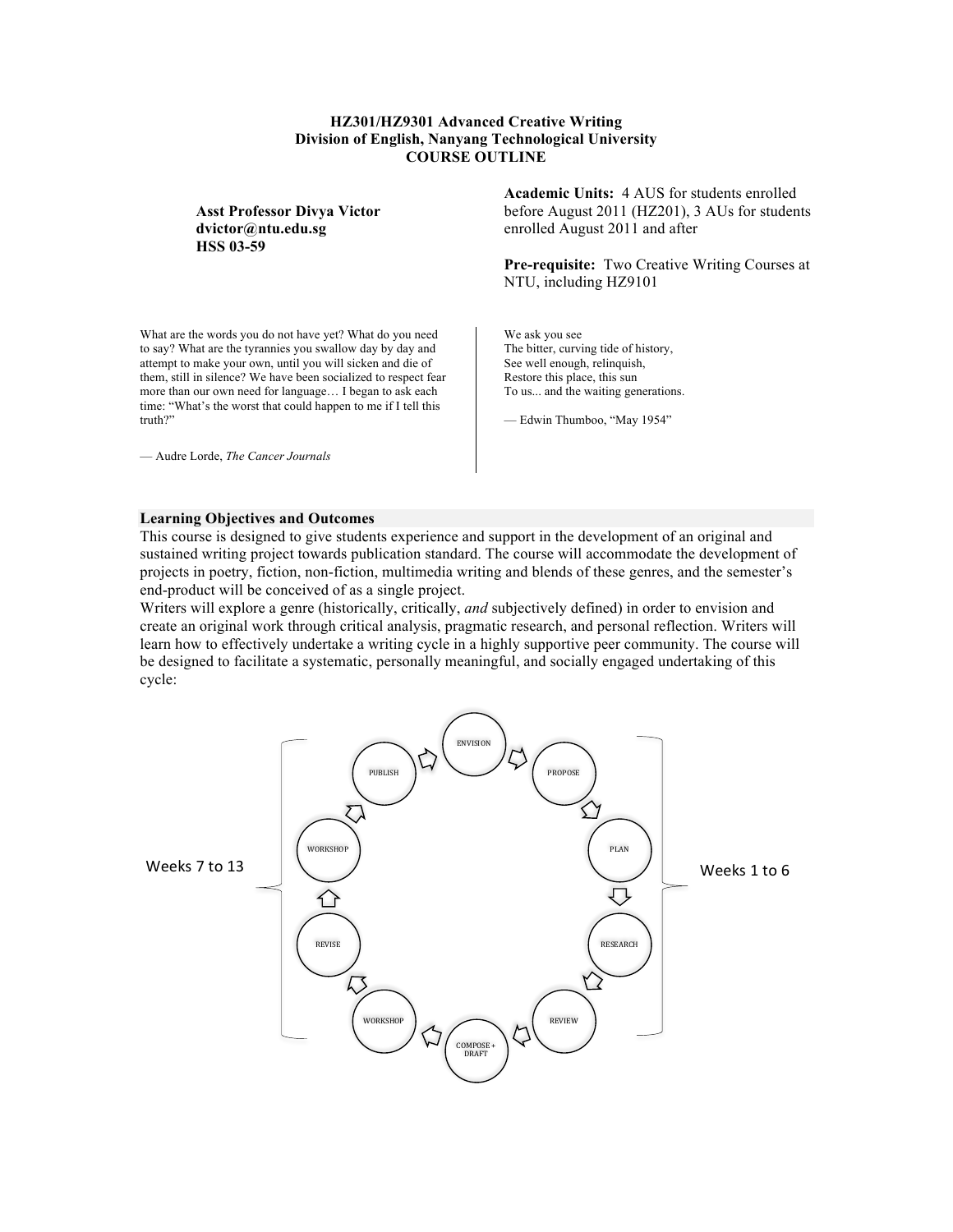# HZ301/HZ9301 Advanced Creative Writing
## Division of English, Nanyang Technological University
## COURSE OUTLINE

**Asst Professor Divya Victor**
**dvictor@ntu.edu.sg**
**HSS 03-59**

**Academic Units:** 4 AUS for students enrolled before August 2011 (HZ201), 3 AUs for students enrolled August 2011 and after

**Pre-requisite:** Two Creative Writing Courses at NTU, including HZ9101

What are the words you do not have yet? What do you need to say? What are the tyrannies you swallow day by day and attempt to make your own, until you will sicken and die of them, still in silence? We have been socialized to respect fear more than our own need for language… I began to ask each time: "What's the worst that could happen to me if I tell this truth?"

— Audre Lorde, *The Cancer Journals*

We ask you see
The bitter, curving tide of history,
See well enough, relinquish,
Restore this place, this sun
To us... and the waiting generations.

— Edwin Thumboo, "May 1954"

### Learning Objectives and Outcomes

This course is designed to give students experience and support in the development of an original and sustained writing project towards publication standard. The course will accommodate the development of projects in poetry, fiction, non-fiction, multimedia writing and blends of these genres, and the semester's end-product will be conceived of as a single project.

Writers will explore a genre (historically, critically, *and* subjectively defined) in order to envision and create an original work through critical analysis, pragmatic research, and personal reflection. Writers will learn how to effectively undertake a writing cycle in a highly supportive peer community. The course will be designed to facilitate a systematic, personally meaningful, and socially engaged undertaking of this cycle:

Weeks 1 to 6: ENVISION → PROPOSE → PLAN → RESEARCH → REVIEW

COMPOSE + DRAFT

Weeks 7 to 13: WORKSHOP → REVISE → WORKSHOP → PUBLISH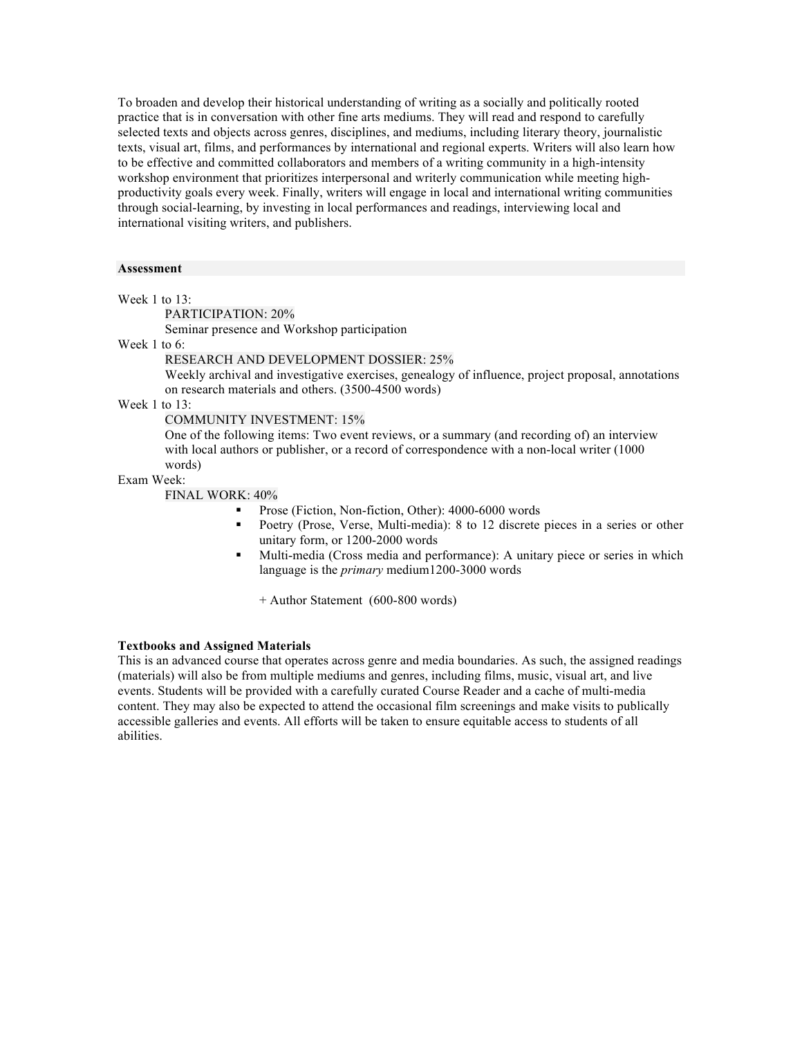To broaden and develop their historical understanding of writing as a socially and politically rooted practice that is in conversation with other fine arts mediums. They will read and respond to carefully selected texts and objects across genres, disciplines, and mediums, including literary theory, journalistic texts, visual art, films, and performances by international and regional experts. Writers will also learn how to be effective and committed collaborators and members of a writing community in a high-intensity workshop environment that prioritizes interpersonal and writerly communication while meeting high-productivity goals every week. Finally, writers will engage in local and international writing communities through social-learning, by investing in local performances and readings, interviewing local and international visiting writers, and publishers.

**Assessment**

Week 1 to 13:

PARTICIPATION: 20%

Seminar presence and Workshop participation

Week 1 to 6:

RESEARCH AND DEVELOPMENT DOSSIER: 25%

Weekly archival and investigative exercises, genealogy of influence, project proposal, annotations on research materials and others. (3500-4500 words)

Week 1 to 13:

COMMUNITY INVESTMENT: 15%

One of the following items: Two event reviews, or a summary (and recording of) an interview with local authors or publisher, or a record of correspondence with a non-local writer (1000 words)

Exam Week:

FINAL WORK: 40%

- Prose (Fiction, Non-fiction, Other): 4000-6000 words
- Poetry (Prose, Verse, Multi-media): 8 to 12 discrete pieces in a series or other unitary form, or 1200-2000 words
- Multi-media (Cross media and performance): A unitary piece or series in which language is the *primary* medium1200-3000 words

  + Author Statement (600-800 words)

**Textbooks and Assigned Materials**

This is an advanced course that operates across genre and media boundaries. As such, the assigned readings (materials) will also be from multiple mediums and genres, including films, music, visual art, and live events. Students will be provided with a carefully curated Course Reader and a cache of multi-media content. They may also be expected to attend the occasional film screenings and make visits to publically accessible galleries and events. All efforts will be taken to ensure equitable access to students of all abilities.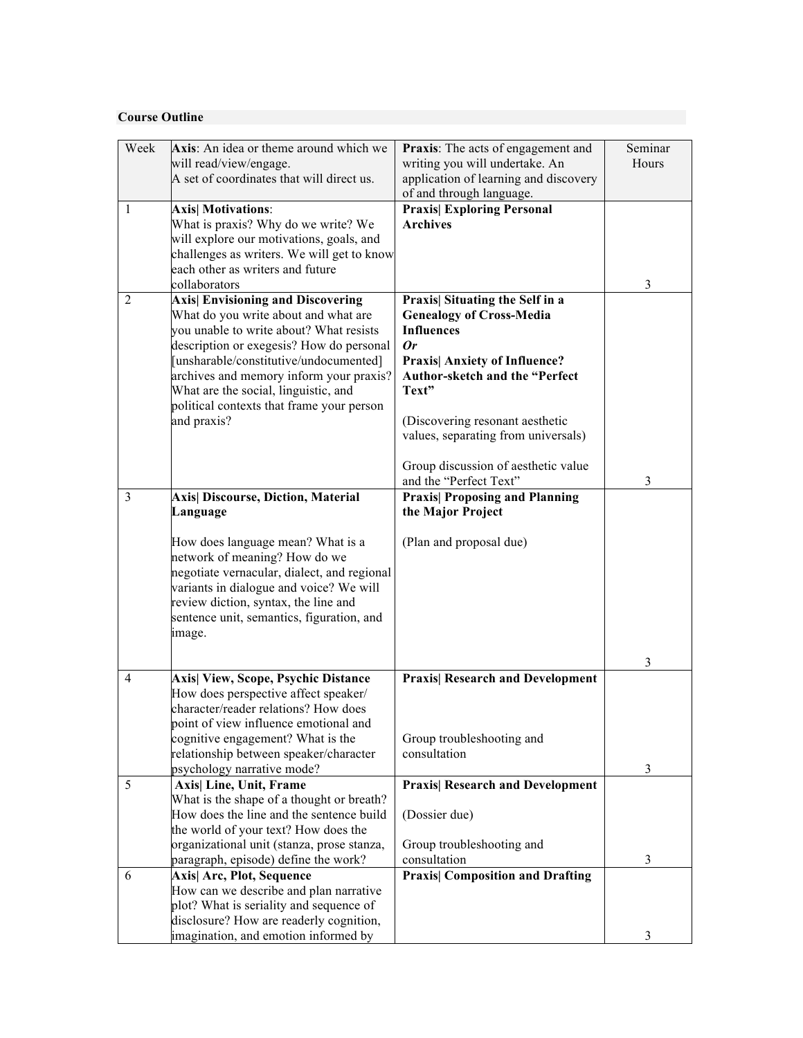**Course Outline**

| Week | **Axis**: An idea or theme around which we will read/view/engage. A set of coordinates that will direct us. | **Praxis**: The acts of engagement and writing you will undertake. An application of learning and discovery of and through language. | Seminar Hours |
|---|---|---|---|
| 1 | **Axis\| Motivations**: What is praxis? Why do we write? We will explore our motivations, goals, and challenges as writers. We will get to know each other as writers and future collaborators | **Praxis\| Exploring Personal Archives** | 3 |
| 2 | **Axis\| Envisioning and Discovering** What do you write about and what are you unable to write about? What resists description or exegesis? How do personal [unsharable/constitutive/undocumented] archives and memory inform your praxis? What are the social, linguistic, and political contexts that frame your person and praxis? | **Praxis\| Situating the Self in a Genealogy of Cross-Media Influences** ***Or*** **Praxis\| Anxiety of Influence? Author-sketch and the "Perfect Text"** (Discovering resonant aesthetic values, separating from universals) Group discussion of aesthetic value and the "Perfect Text" | 3 |
| 3 | **Axis\| Discourse, Diction, Material Language** How does language mean? What is a network of meaning? How do we negotiate vernacular, dialect, and regional variants in dialogue and voice? We will review diction, syntax, the line and sentence unit, semantics, figuration, and image. | **Praxis\| Proposing and Planning the Major Project** (Plan and proposal due) | 3 |
| 4 | **Axis\| View, Scope, Psychic Distance** How does perspective affect speaker/ character/reader relations? How does point of view influence emotional and cognitive engagement? What is the relationship between speaker/character psychology narrative mode? | **Praxis\| Research and Development** Group troubleshooting and consultation | 3 |
| 5 | **Axis\| Line, Unit, Frame** What is the shape of a thought or breath? How does the line and the sentence build the world of your text? How does the organizational unit (stanza, prose stanza, paragraph, episode) define the work? | **Praxis\| Research and Development** (Dossier due) Group troubleshooting and consultation | 3 |
| 6 | **Axis\| Arc, Plot, Sequence** How can we describe and plan narrative plot? What is seriality and sequence of disclosure? How are readerly cognition, imagination, and emotion informed by | **Praxis\| Composition and Drafting** | 3 |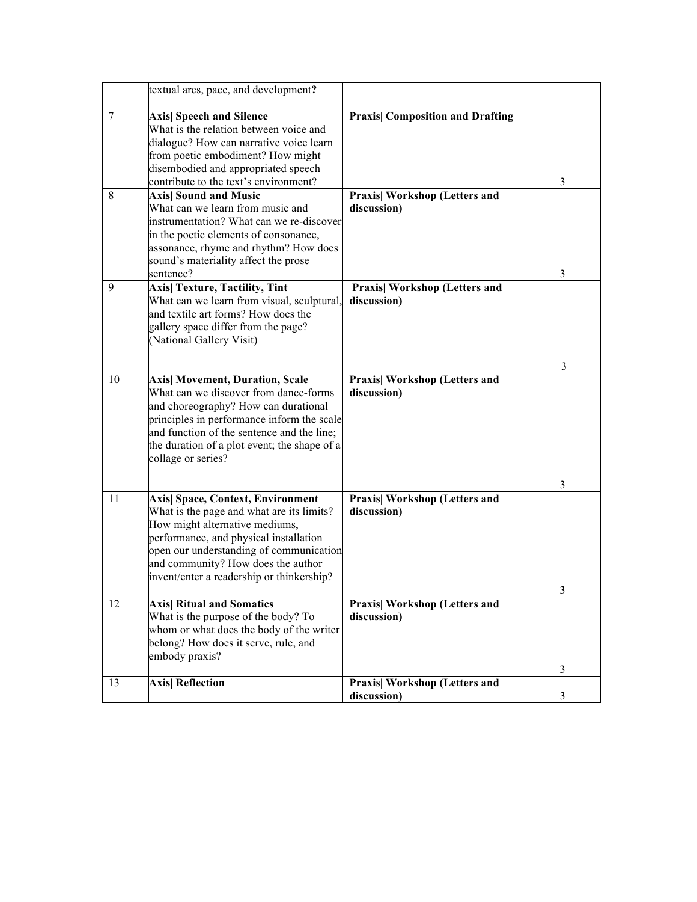| | | | |
|---|---|---|---|
| | textual arcs, pace, and development**?** | | |
| 7 | **Axis\| Speech and Silence** What is the relation between voice and dialogue? How can narrative voice learn from poetic embodiment? How might disembodied and appropriated speech contribute to the text's environment? | **Praxis\| Composition and Drafting** | 3 |
| 8 | **Axis\| Sound and Music** What can we learn from music and instrumentation? What can we re-discover in the poetic elements of consonance, assonance, rhyme and rhythm? How does sound's materiality affect the prose sentence? | **Praxis\| Workshop (Letters and discussion)** | 3 |
| 9 | **Axis\| Texture, Tactility, Tint** What can we learn from visual, sculptural, and textile art forms? How does the gallery space differ from the page? (National Gallery Visit) | **Praxis\| Workshop (Letters and discussion)** | 3 |
| 10 | **Axis\| Movement, Duration, Scale** What can we discover from dance-forms and choreography? How can durational principles in performance inform the scale and function of the sentence and the line; the duration of a plot event; the shape of a collage or series? | **Praxis\| Workshop (Letters and discussion)** | 3 |
| 11 | **Axis\| Space, Context, Environment** What is the page and what are its limits? How might alternative mediums, performance, and physical installation open our understanding of communication and community? How does the author invent/enter a readership or thinkership? | **Praxis\| Workshop (Letters and discussion)** | 3 |
| 12 | **Axis\| Ritual and Somatics** What is the purpose of the body? To whom or what does the body of the writer belong? How does it serve, rule, and embody praxis? | **Praxis\| Workshop (Letters and discussion)** | 3 |
| 13 | **Axis\| Reflection** | **Praxis\| Workshop (Letters and discussion)** | 3 |